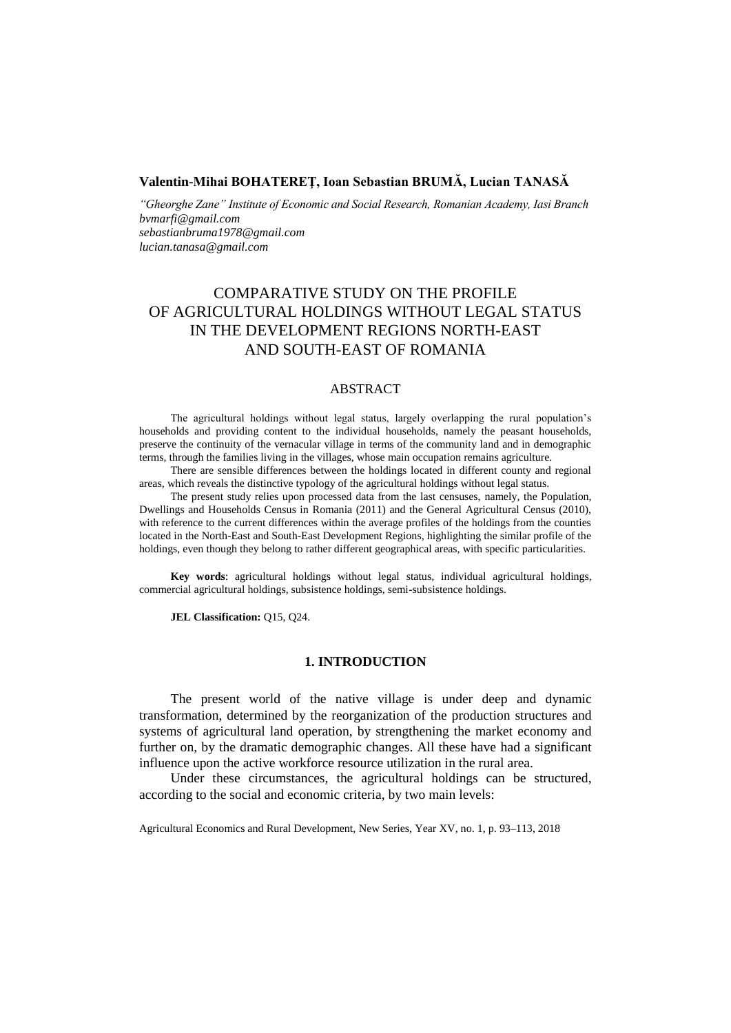**Valentin-Mihai BOHATEREȚ, Ioan Sebastian BRUMĂ, Lucian TANASĂ**

*"Gheorghe Zane" Institute of Economic and Social Research, Romanian Academy, Iasi Branch*
*bvmarfi@gmail.com*
*sebastianbruma1978@gmail.com*
*lucian.tanasa@gmail.com*

# COMPARATIVE STUDY ON THE PROFILE OF AGRICULTURAL HOLDINGS WITHOUT LEGAL STATUS IN THE DEVELOPMENT REGIONS NORTH-EAST AND SOUTH-EAST OF ROMANIA

## ABSTRACT

The agricultural holdings without legal status, largely overlapping the rural population's households and providing content to the individual households, namely the peasant households, preserve the continuity of the vernacular village in terms of the community land and in demographic terms, through the families living in the villages, whose main occupation remains agriculture.

There are sensible differences between the holdings located in different county and regional areas, which reveals the distinctive typology of the agricultural holdings without legal status.

The present study relies upon processed data from the last censuses, namely, the Population, Dwellings and Households Census in Romania (2011) and the General Agricultural Census (2010), with reference to the current differences within the average profiles of the holdings from the counties located in the North-East and South-East Development Regions, highlighting the similar profile of the holdings, even though they belong to rather different geographical areas, with specific particularities.

**Key words**: agricultural holdings without legal status, individual agricultural holdings, commercial agricultural holdings, subsistence holdings, semi-subsistence holdings.

**JEL Classification:** Q15, Q24.

## 1. INTRODUCTION

The present world of the native village is under deep and dynamic transformation, determined by the reorganization of the production structures and systems of agricultural land operation, by strengthening the market economy and further on, by the dramatic demographic changes. All these have had a significant influence upon the active workforce resource utilization in the rural area.

Under these circumstances, the agricultural holdings can be structured, according to the social and economic criteria, by two main levels: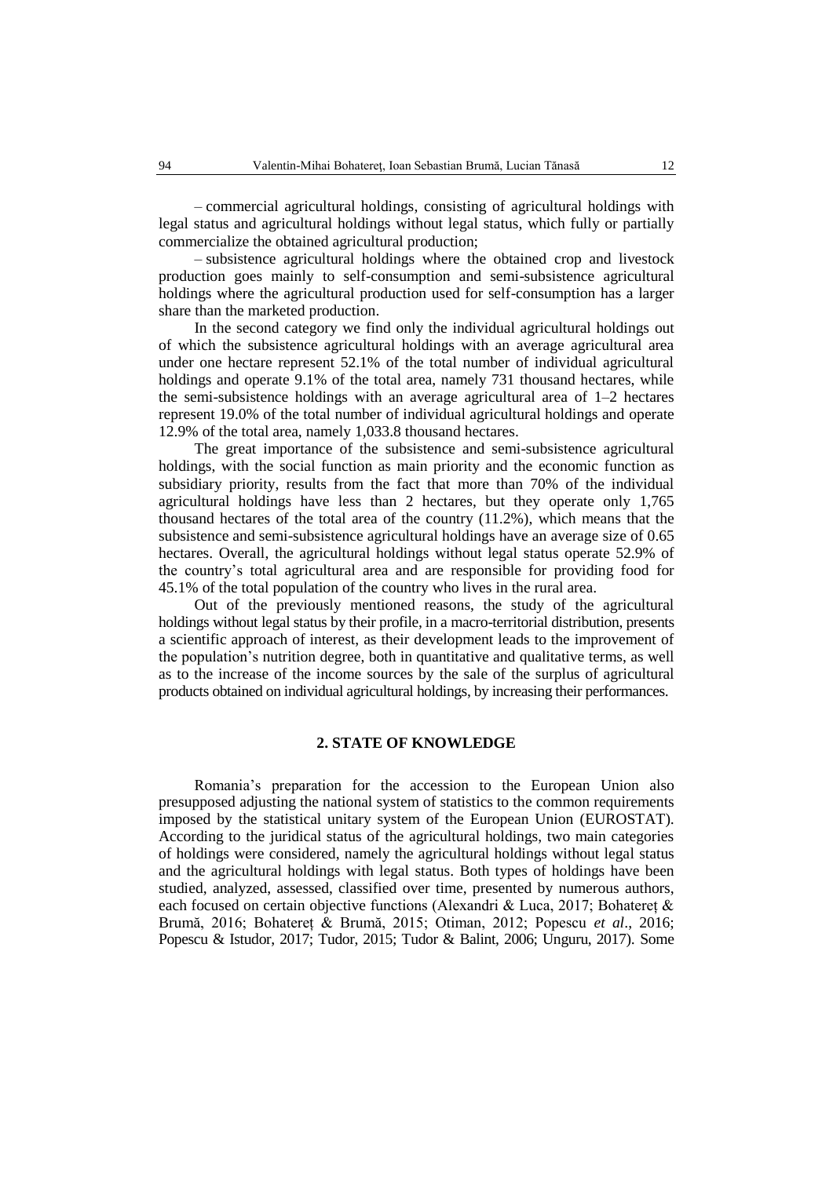– commercial agricultural holdings, consisting of agricultural holdings with legal status and agricultural holdings without legal status, which fully or partially commercialize the obtained agricultural production;

– subsistence agricultural holdings where the obtained crop and livestock production goes mainly to self-consumption and semi-subsistence agricultural holdings where the agricultural production used for self-consumption has a larger share than the marketed production.

In the second category we find only the individual agricultural holdings out of which the subsistence agricultural holdings with an average agricultural area under one hectare represent 52.1% of the total number of individual agricultural holdings and operate 9.1% of the total area, namely 731 thousand hectares, while the semi-subsistence holdings with an average agricultural area of 1–2 hectares represent 19.0% of the total number of individual agricultural holdings and operate 12.9% of the total area, namely 1,033.8 thousand hectares.

The great importance of the subsistence and semi-subsistence agricultural holdings, with the social function as main priority and the economic function as subsidiary priority, results from the fact that more than 70% of the individual agricultural holdings have less than 2 hectares, but they operate only 1,765 thousand hectares of the total area of the country (11.2%), which means that the subsistence and semi-subsistence agricultural holdings have an average size of 0.65 hectares. Overall, the agricultural holdings without legal status operate 52.9% of the country's total agricultural area and are responsible for providing food for 45.1% of the total population of the country who lives in the rural area.

Out of the previously mentioned reasons, the study of the agricultural holdings without legal status by their profile, in a macro-territorial distribution, presents a scientific approach of interest, as their development leads to the improvement of the population's nutrition degree, both in quantitative and qualitative terms, as well as to the increase of the income sources by the sale of the surplus of agricultural products obtained on individual agricultural holdings, by increasing their performances.

## 2. STATE OF KNOWLEDGE

Romania's preparation for the accession to the European Union also presupposed adjusting the national system of statistics to the common requirements imposed by the statistical unitary system of the European Union (EUROSTAT). According to the juridical status of the agricultural holdings, two main categories of holdings were considered, namely the agricultural holdings without legal status and the agricultural holdings with legal status. Both types of holdings have been studied, analyzed, assessed, classified over time, presented by numerous authors, each focused on certain objective functions (Alexandri & Luca, 2017; Bohatereț & Brumă, 2016; Bohatereț & Brumă, 2015; Otiman, 2012; Popescu *et al*., 2016; Popescu & Istudor, 2017; Tudor, 2015; Tudor & Balint, 2006; Unguru, 2017). Some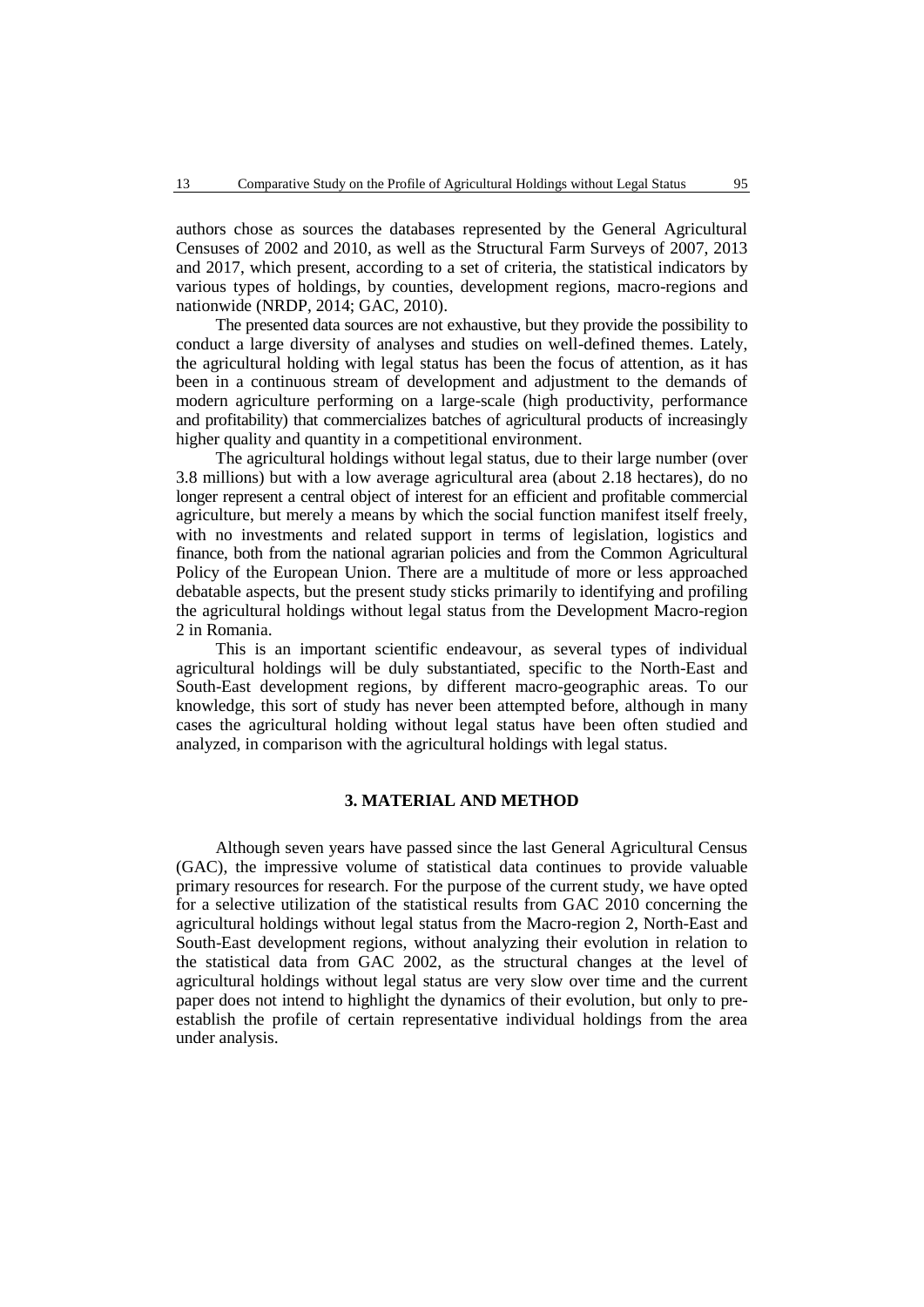authors chose as sources the databases represented by the General Agricultural Censuses of 2002 and 2010, as well as the Structural Farm Surveys of 2007, 2013 and 2017, which present, according to a set of criteria, the statistical indicators by various types of holdings, by counties, development regions, macro-regions and nationwide (NRDP, 2014; GAC, 2010).

The presented data sources are not exhaustive, but they provide the possibility to conduct a large diversity of analyses and studies on well-defined themes. Lately, the agricultural holding with legal status has been the focus of attention, as it has been in a continuous stream of development and adjustment to the demands of modern agriculture performing on a large-scale (high productivity, performance and profitability) that commercializes batches of agricultural products of increasingly higher quality and quantity in a competitional environment.

The agricultural holdings without legal status, due to their large number (over 3.8 millions) but with a low average agricultural area (about 2.18 hectares), do no longer represent a central object of interest for an efficient and profitable commercial agriculture, but merely a means by which the social function manifest itself freely, with no investments and related support in terms of legislation, logistics and finance, both from the national agrarian policies and from the Common Agricultural Policy of the European Union. There are a multitude of more or less approached debatable aspects, but the present study sticks primarily to identifying and profiling the agricultural holdings without legal status from the Development Macro-region 2 in Romania.

This is an important scientific endeavour, as several types of individual agricultural holdings will be duly substantiated, specific to the North-East and South-East development regions, by different macro-geographic areas. To our knowledge, this sort of study has never been attempted before, although in many cases the agricultural holding without legal status have been often studied and analyzed, in comparison with the agricultural holdings with legal status.

## 3. MATERIAL AND METHOD

Although seven years have passed since the last General Agricultural Census (GAC), the impressive volume of statistical data continues to provide valuable primary resources for research. For the purpose of the current study, we have opted for a selective utilization of the statistical results from GAC 2010 concerning the agricultural holdings without legal status from the Macro-region 2, North-East and South-East development regions, without analyzing their evolution in relation to the statistical data from GAC 2002, as the structural changes at the level of agricultural holdings without legal status are very slow over time and the current paper does not intend to highlight the dynamics of their evolution, but only to pre-establish the profile of certain representative individual holdings from the area under analysis.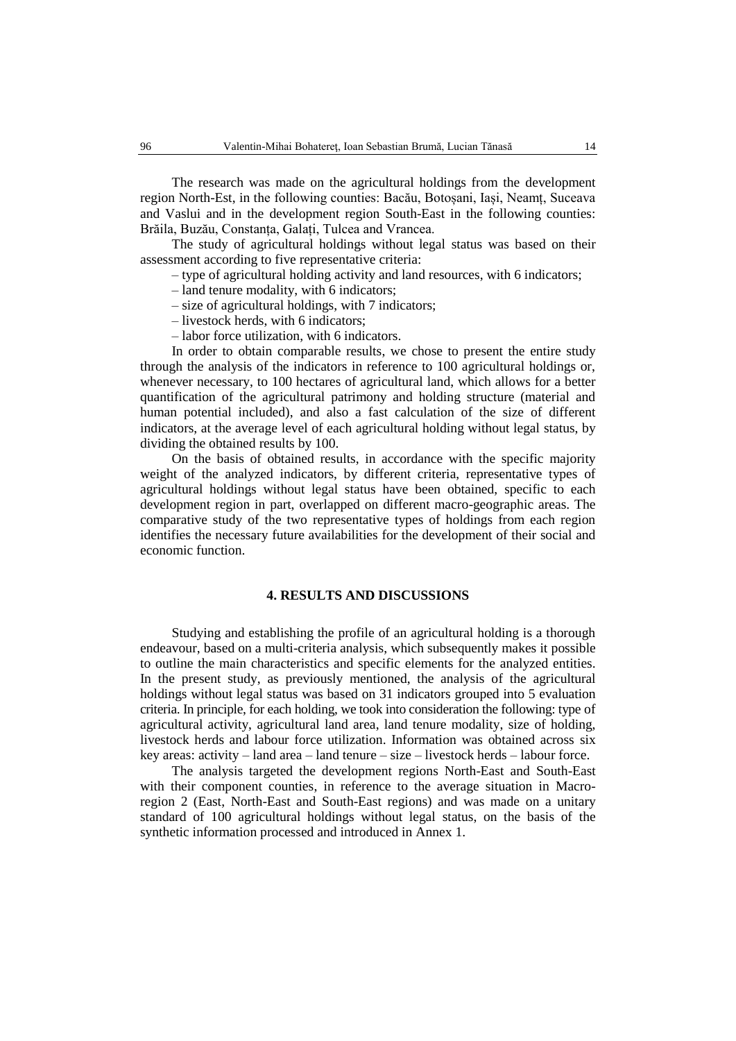The research was made on the agricultural holdings from the development region North-Est, in the following counties: Bacău, Botoșani, Iași, Neamț, Suceava and Vaslui and in the development region South-East in the following counties: Brăila, Buzău, Constanța, Galați, Tulcea and Vrancea.

The study of agricultural holdings without legal status was based on their assessment according to five representative criteria:

– type of agricultural holding activity and land resources, with 6 indicators;

– land tenure modality, with 6 indicators;

– size of agricultural holdings, with 7 indicators;

– livestock herds, with 6 indicators;

– labor force utilization, with 6 indicators.

In order to obtain comparable results, we chose to present the entire study through the analysis of the indicators in reference to 100 agricultural holdings or, whenever necessary, to 100 hectares of agricultural land, which allows for a better quantification of the agricultural patrimony and holding structure (material and human potential included), and also a fast calculation of the size of different indicators, at the average level of each agricultural holding without legal status, by dividing the obtained results by 100.

On the basis of obtained results, in accordance with the specific majority weight of the analyzed indicators, by different criteria, representative types of agricultural holdings without legal status have been obtained, specific to each development region in part, overlapped on different macro-geographic areas. The comparative study of the two representative types of holdings from each region identifies the necessary future availabilities for the development of their social and economic function.

## 4. RESULTS AND DISCUSSIONS

Studying and establishing the profile of an agricultural holding is a thorough endeavour, based on a multi-criteria analysis, which subsequently makes it possible to outline the main characteristics and specific elements for the analyzed entities. In the present study, as previously mentioned, the analysis of the agricultural holdings without legal status was based on 31 indicators grouped into 5 evaluation criteria. In principle, for each holding, we took into consideration the following: type of agricultural activity, agricultural land area, land tenure modality, size of holding, livestock herds and labour force utilization. Information was obtained across six key areas: activity – land area – land tenure – size – livestock herds – labour force.

The analysis targeted the development regions North-East and South-East with their component counties, in reference to the average situation in Macro-region 2 (East, North-East and South-East regions) and was made on a unitary standard of 100 agricultural holdings without legal status, on the basis of the synthetic information processed and introduced in Annex 1.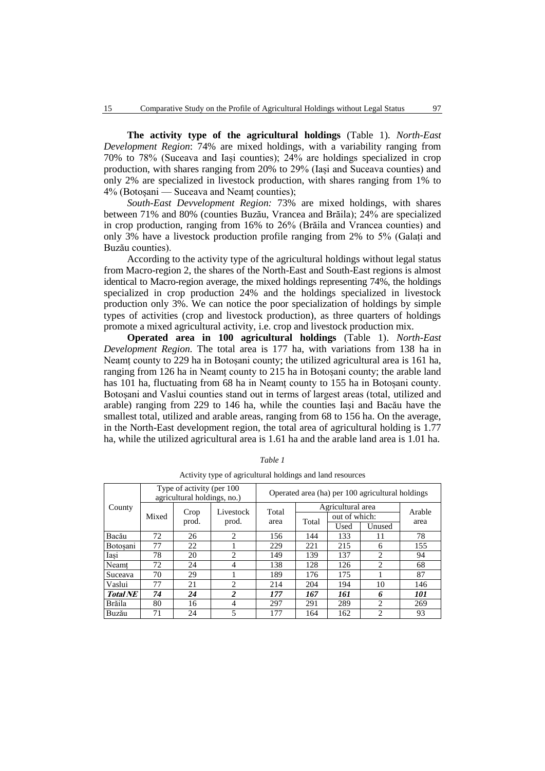**The activity type of the agricultural holdings** (Table 1). *North-East Development Region*: 74% are mixed holdings, with a variability ranging from 70% to 78% (Suceava and Iași counties); 24% are holdings specialized in crop production, with shares ranging from 20% to 29% (Iași and Suceava counties) and only 2% are specialized in livestock production, with shares ranging from 1% to 4% (Botoșani — Suceava and Neamț counties);

*South-East Devvelopment Region:* 73% are mixed holdings, with shares between 71% and 80% (counties Buzău, Vrancea and Brăila); 24% are specialized in crop production, ranging from 16% to 26% (Brăila and Vrancea counties) and only 3% have a livestock production profile ranging from 2% to 5% (Galați and Buzău counties).

According to the activity type of the agricultural holdings without legal status from Macro-region 2, the shares of the North-East and South-East regions is almost identical to Macro-region average, the mixed holdings representing 74%, the holdings specialized in crop production 24% and the holdings specialized in livestock production only 3%. We can notice the poor specialization of holdings by simple types of activities (crop and livestock production), as three quarters of holdings promote a mixed agricultural activity, i.e. crop and livestock production mix.

**Operated area in 100 agricultural holdings** (Table 1). *North-East Development Region.* The total area is 177 ha, with variations from 138 ha in Neamț county to 229 ha in Botoșani county; the utilized agricultural area is 161 ha, ranging from 126 ha in Neamț county to 215 ha in Botoșani county; the arable land has 101 ha, fluctuating from 68 ha in Neamț county to 155 ha in Botoșani county. Botoșani and Vaslui counties stand out in terms of largest areas (total, utilized and arable) ranging from 229 to 146 ha, while the counties Iași and Bacău have the smallest total, utilized and arable areas, ranging from 68 to 156 ha. On the average, in the North-East development region, the total area of agricultural holding is 1.77 ha, while the utilized agricultural area is 1.61 ha and the arable land area is 1.01 ha.

*Table 1*

Activity type of agricultural holdings and land resources

| County | Type of activity (per 100 agricultural holdings, no.) | | | Operated area (ha) per 100 agricultural holdings | | | | |
|---|---|---|---|---|---|---|---|---|
| | Mixed | Crop prod. | Livestock prod. | Total area | Agricultural area | | | Arable area |
| | | | | | Total | out of which: | | |
| | | | | | | Used | Unused | |
| Bacău | 72 | 26 | 2 | 156 | 144 | 133 | 11 | 78 |
| Botoșani | 77 | 22 | 1 | 229 | 221 | 215 | 6 | 155 |
| Iași | 78 | 20 | 2 | 149 | 139 | 137 | 2 | 94 |
| Neamț | 72 | 24 | 4 | 138 | 128 | 126 | 2 | 68 |
| Suceava | 70 | 29 | 1 | 189 | 176 | 175 | 1 | 87 |
| Vaslui | 77 | 21 | 2 | 214 | 204 | 194 | 10 | 146 |
| ***Total NE*** | ***74*** | ***24*** | ***2*** | ***177*** | ***167*** | ***161*** | ***6*** | ***101*** |
| Brăila | 80 | 16 | 4 | 297 | 291 | 289 | 2 | 269 |
| Buzău | 71 | 24 | 5 | 177 | 164 | 162 | 2 | 93 |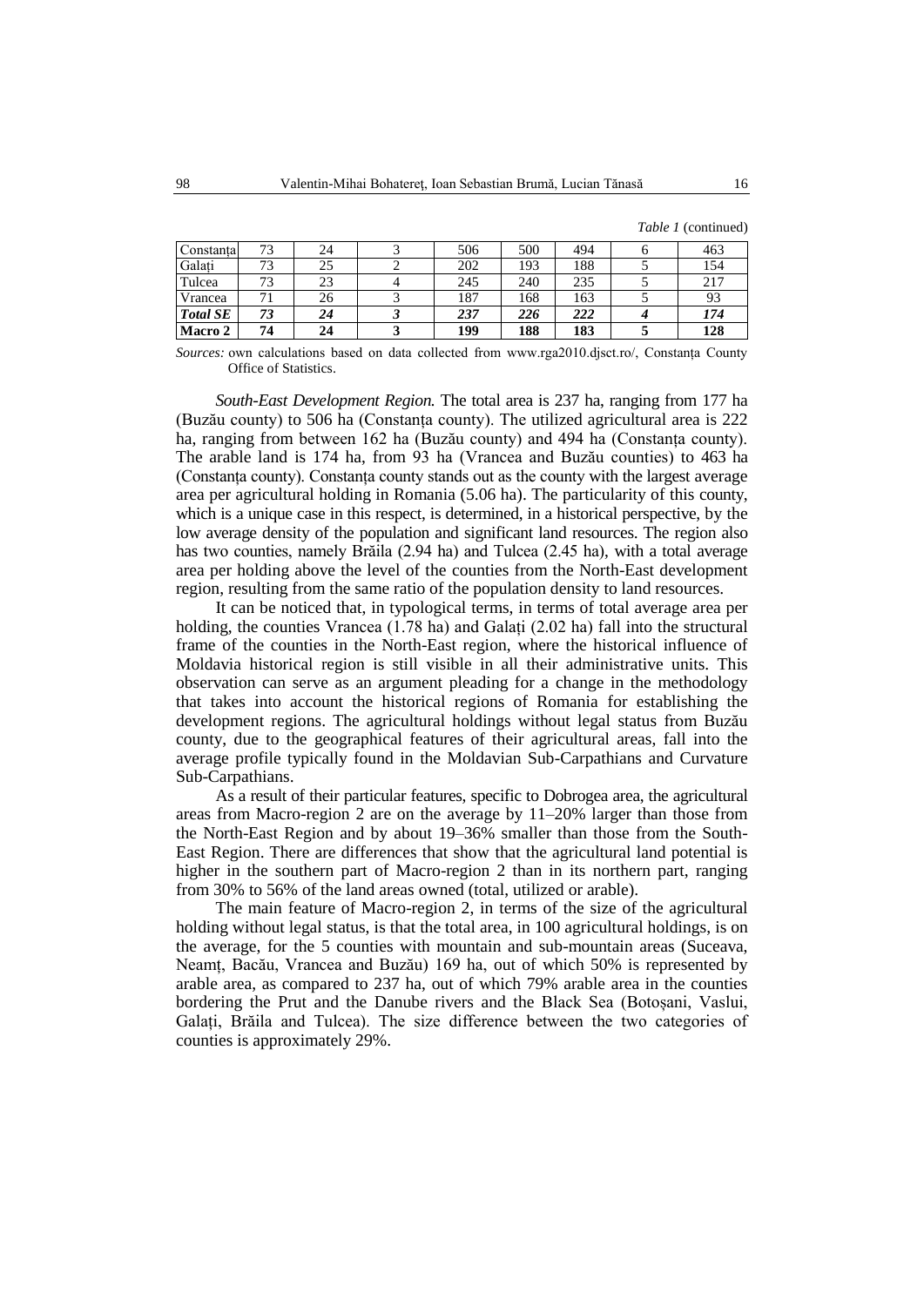*Table 1* (continued)

| | | | | | | | | |
|---|---|---|---|---|---|---|---|---|
| Constanța | 73 | 24 | 3 | 506 | 500 | 494 | 6 | 463 |
| Galați | 73 | 25 | 2 | 202 | 193 | 188 | 5 | 154 |
| Tulcea | 73 | 23 | 4 | 245 | 240 | 235 | 5 | 217 |
| Vrancea | 71 | 26 | 3 | 187 | 168 | 163 | 5 | 93 |
| ***Total SE*** | ***73*** | ***24*** | ***3*** | ***237*** | ***226*** | ***222*** | ***4*** | ***174*** |
| **Macro 2** | **74** | **24** | **3** | **199** | **188** | **183** | **5** | **128** |

*Sources:* own calculations based on data collected from www.rga2010.djsct.ro/, Constanța County Office of Statistics.

*South-East Development Region.* The total area is 237 ha, ranging from 177 ha (Buzău county) to 506 ha (Constanța county). The utilized agricultural area is 222 ha, ranging from between 162 ha (Buzău county) and 494 ha (Constanța county). The arable land is 174 ha, from 93 ha (Vrancea and Buzău counties) to 463 ha (Constanța county). Constanța county stands out as the county with the largest average area per agricultural holding in Romania (5.06 ha). The particularity of this county, which is a unique case in this respect, is determined, in a historical perspective, by the low average density of the population and significant land resources. The region also has two counties, namely Brăila (2.94 ha) and Tulcea (2.45 ha), with a total average area per holding above the level of the counties from the North-East development region, resulting from the same ratio of the population density to land resources.

It can be noticed that, in typological terms, in terms of total average area per holding, the counties Vrancea (1.78 ha) and Galați (2.02 ha) fall into the structural frame of the counties in the North-East region, where the historical influence of Moldavia historical region is still visible in all their administrative units. This observation can serve as an argument pleading for a change in the methodology that takes into account the historical regions of Romania for establishing the development regions. The agricultural holdings without legal status from Buzău county, due to the geographical features of their agricultural areas, fall into the average profile typically found in the Moldavian Sub-Carpathians and Curvature Sub-Carpathians.

As a result of their particular features, specific to Dobrogea area, the agricultural areas from Macro-region 2 are on the average by 11–20% larger than those from the North-East Region and by about 19–36% smaller than those from the South-East Region. There are differences that show that the agricultural land potential is higher in the southern part of Macro-region 2 than in its northern part, ranging from 30% to 56% of the land areas owned (total, utilized or arable).

The main feature of Macro-region 2, in terms of the size of the agricultural holding without legal status, is that the total area, in 100 agricultural holdings, is on the average, for the 5 counties with mountain and sub-mountain areas (Suceava, Neamț, Bacău, Vrancea and Buzău) 169 ha, out of which 50% is represented by arable area, as compared to 237 ha, out of which 79% arable area in the counties bordering the Prut and the Danube rivers and the Black Sea (Botoșani, Vaslui, Galați, Brăila and Tulcea). The size difference between the two categories of counties is approximately 29%.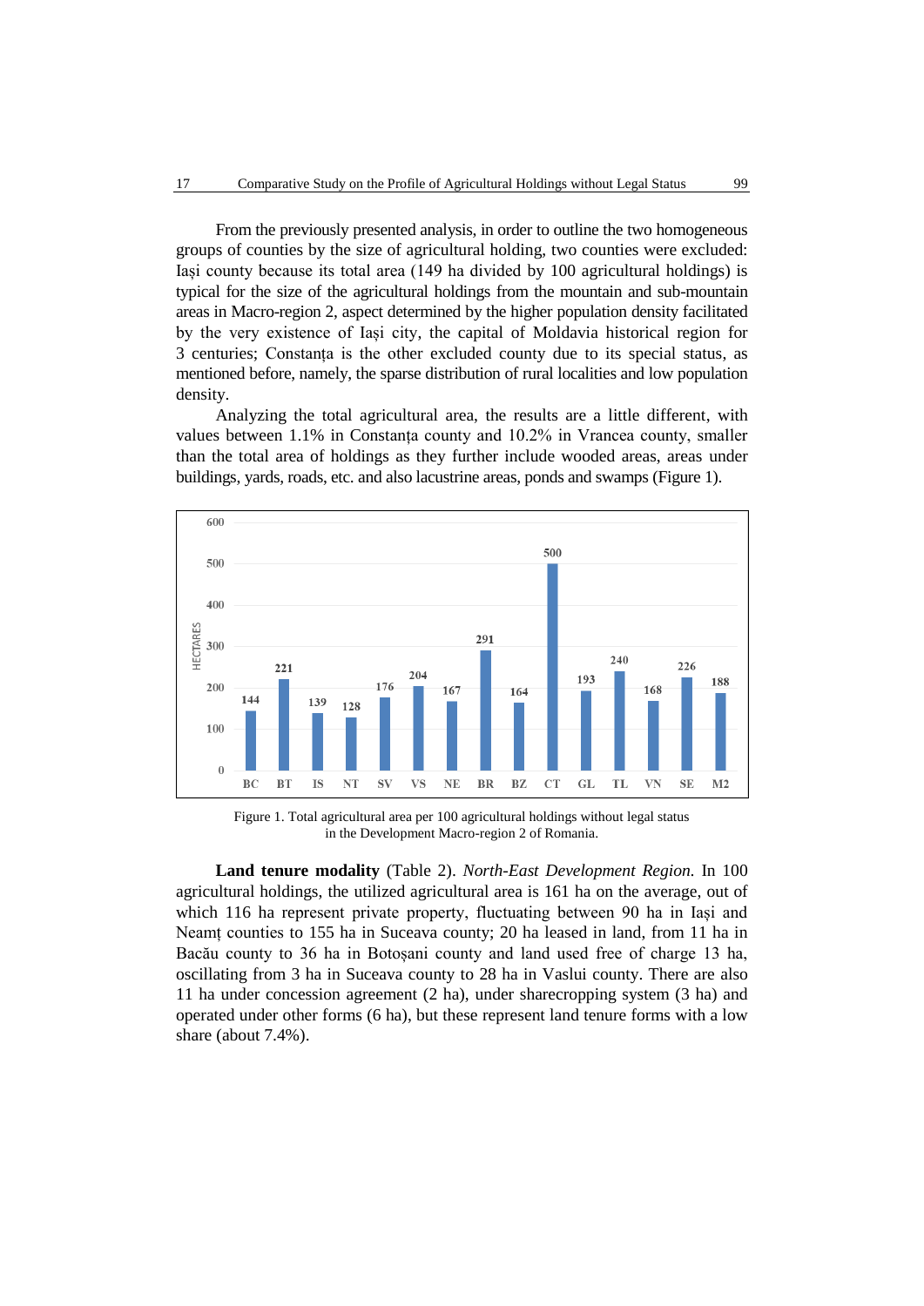From the previously presented analysis, in order to outline the two homogeneous groups of counties by the size of agricultural holding, two counties were excluded: Iași county because its total area (149 ha divided by 100 agricultural holdings) is typical for the size of the agricultural holdings from the mountain and sub-mountain areas in Macro-region 2, aspect determined by the higher population density facilitated by the very existence of Iași city, the capital of Moldavia historical region for 3 centuries; Constanța is the other excluded county due to its special status, as mentioned before, namely, the sparse distribution of rural localities and low population density.

Analyzing the total agricultural area, the results are a little different, with values between 1.1% in Constanța county and 10.2% in Vrancea county, smaller than the total area of holdings as they further include wooded areas, areas under buildings, yards, roads, etc. and also lacustrine areas, ponds and swamps (Figure 1).

Figure 1. Total agricultural area per 100 agricultural holdings without legal status in the Development Macro-region 2 of Romania.

**Land tenure modality** (Table 2). *North-East Development Region.* In 100 agricultural holdings, the utilized agricultural area is 161 ha on the average, out of which 116 ha represent private property, fluctuating between 90 ha in Iași and Neamț counties to 155 ha in Suceava county; 20 ha leased in land, from 11 ha in Bacău county to 36 ha in Botoșani county and land used free of charge 13 ha, oscillating from 3 ha in Suceava county to 28 ha in Vaslui county. There are also 11 ha under concession agreement (2 ha), under sharecropping system (3 ha) and operated under other forms (6 ha), but these represent land tenure forms with a low share (about 7.4%).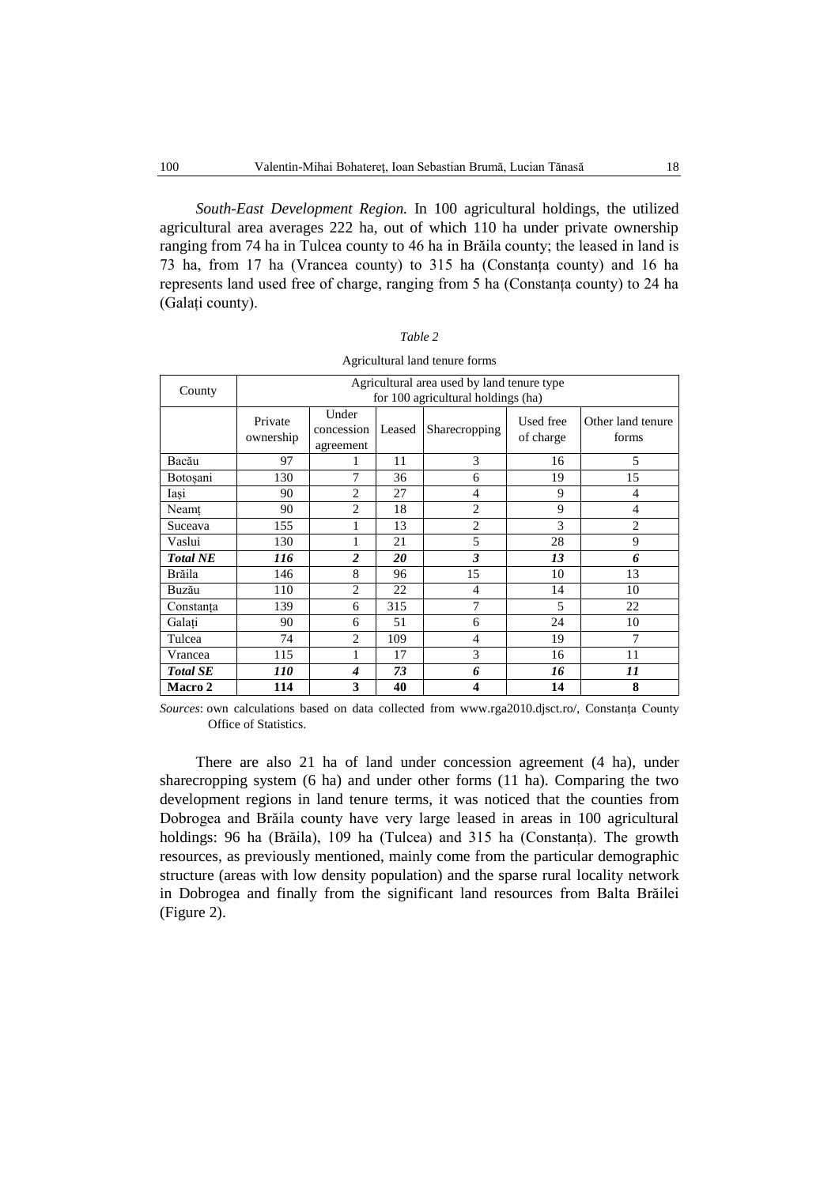*South-East Development Region.* In 100 agricultural holdings, the utilized agricultural area averages 222 ha, out of which 110 ha under private ownership ranging from 74 ha in Tulcea county to 46 ha in Brăila county; the leased in land is 73 ha, from 17 ha (Vrancea county) to 315 ha (Constanța county) and 16 ha represents land used free of charge, ranging from 5 ha (Constanța county) to 24 ha (Galați county).

*Table 2*

Agricultural land tenure forms

| County | Agricultural area used by land tenure type for 100 agricultural holdings (ha) | | | | | |
|---|---|---|---|---|---|---|
| | Private ownership | Under concession agreement | Leased | Sharecropping | Used free of charge | Other land tenure forms |
| Bacău | 97 | 1 | 11 | 3 | 16 | 5 |
| Botoșani | 130 | 7 | 36 | 6 | 19 | 15 |
| Iași | 90 | 2 | 27 | 4 | 9 | 4 |
| Neamț | 90 | 2 | 18 | 2 | 9 | 4 |
| Suceava | 155 | 1 | 13 | 2 | 3 | 2 |
| Vaslui | 130 | 1 | 21 | 5 | 28 | 9 |
| ***Total NE*** | ***116*** | ***2*** | ***20*** | ***3*** | ***13*** | ***6*** |
| Brăila | 146 | 8 | 96 | 15 | 10 | 13 |
| Buzău | 110 | 2 | 22 | 4 | 14 | 10 |
| Constanța | 139 | 6 | 315 | 7 | 5 | 22 |
| Galați | 90 | 6 | 51 | 6 | 24 | 10 |
| Tulcea | 74 | 2 | 109 | 4 | 19 | 7 |
| Vrancea | 115 | 1 | 17 | 3 | 16 | 11 |
| ***Total SE*** | ***110*** | ***4*** | ***73*** | ***6*** | ***16*** | ***11*** |
| **Macro 2** | **114** | **3** | **40** | **4** | **14** | **8** |

*Sources*: own calculations based on data collected from www.rga2010.djsct.ro/, Constanța County Office of Statistics.

There are also 21 ha of land under concession agreement (4 ha), under sharecropping system (6 ha) and under other forms (11 ha). Comparing the two development regions in land tenure terms, it was noticed that the counties from Dobrogea and Brăila county have very large leased in areas in 100 agricultural holdings: 96 ha (Brăila), 109 ha (Tulcea) and 315 ha (Constanța). The growth resources, as previously mentioned, mainly come from the particular demographic structure (areas with low density population) and the sparse rural locality network in Dobrogea and finally from the significant land resources from Balta Brăilei (Figure 2).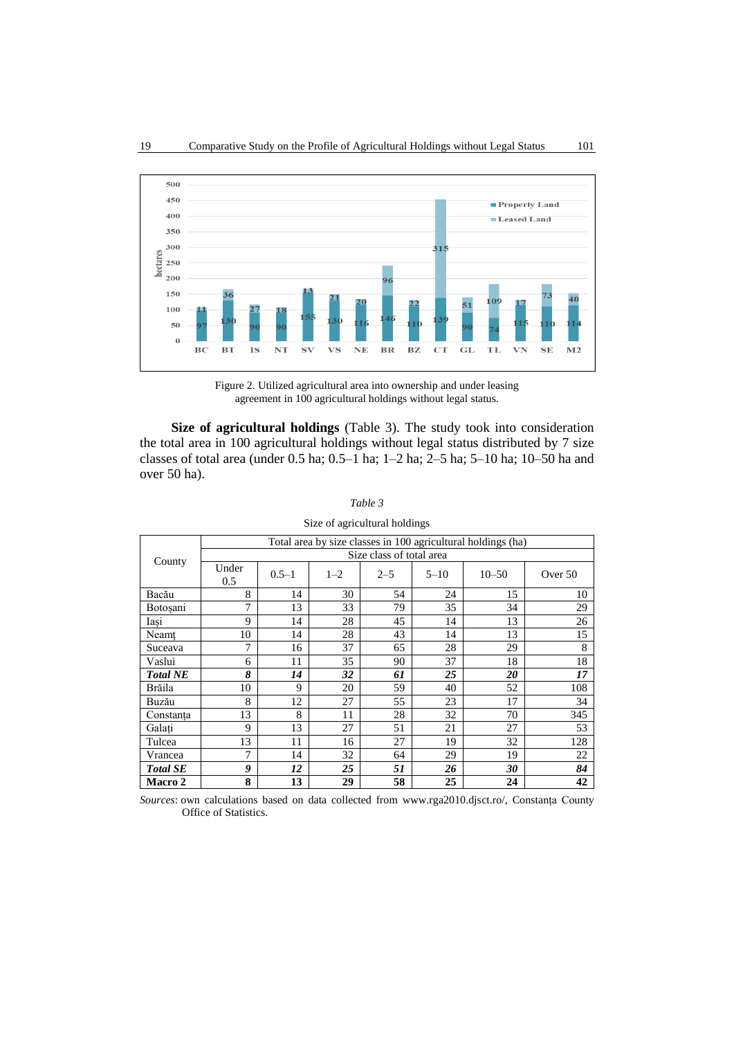Figure 2. Utilized agricultural area into ownership and under leasing agreement in 100 agricultural holdings without legal status.

**Size of agricultural holdings** (Table 3). The study took into consideration the total area in 100 agricultural holdings without legal status distributed by 7 size classes of total area (under 0.5 ha; 0.5–1 ha; 1–2 ha; 2–5 ha; 5–10 ha; 10–50 ha and over 50 ha).

*Table 3*

Size of agricultural holdings

| County | Total area by size classes in 100 agricultural holdings (ha) – Size class of total area | | | | | | |
|---|---|---|---|---|---|---|---|
| | Under 0.5 | 0.5–1 | 1–2 | 2–5 | 5–10 | 10–50 | Over 50 |
| Bacău | 8 | 14 | 30 | 54 | 24 | 15 | 10 |
| Botoșani | 7 | 13 | 33 | 79 | 35 | 34 | 29 |
| Iași | 9 | 14 | 28 | 45 | 14 | 13 | 26 |
| Neamț | 10 | 14 | 28 | 43 | 14 | 13 | 15 |
| Suceava | 7 | 16 | 37 | 65 | 28 | 29 | 8 |
| Vaslui | 6 | 11 | 35 | 90 | 37 | 18 | 18 |
| ***Total NE*** | ***8*** | ***14*** | ***32*** | ***61*** | ***25*** | ***20*** | ***17*** |
| Brăila | 10 | 9 | 20 | 59 | 40 | 52 | 108 |
| Buzău | 8 | 12 | 27 | 55 | 23 | 17 | 34 |
| Constanța | 13 | 8 | 11 | 28 | 32 | 70 | 345 |
| Galați | 9 | 13 | 27 | 51 | 21 | 27 | 53 |
| Tulcea | 13 | 11 | 16 | 27 | 19 | 32 | 128 |
| Vrancea | 7 | 14 | 32 | 64 | 29 | 19 | 22 |
| ***Total SE*** | ***9*** | ***12*** | ***25*** | ***51*** | ***26*** | ***30*** | ***84*** |
| **Macro 2** | **8** | **13** | **29** | **58** | **25** | **24** | **42** |

*Sources*: own calculations based on data collected from www.rga2010.djsct.ro/, Constanța County Office of Statistics.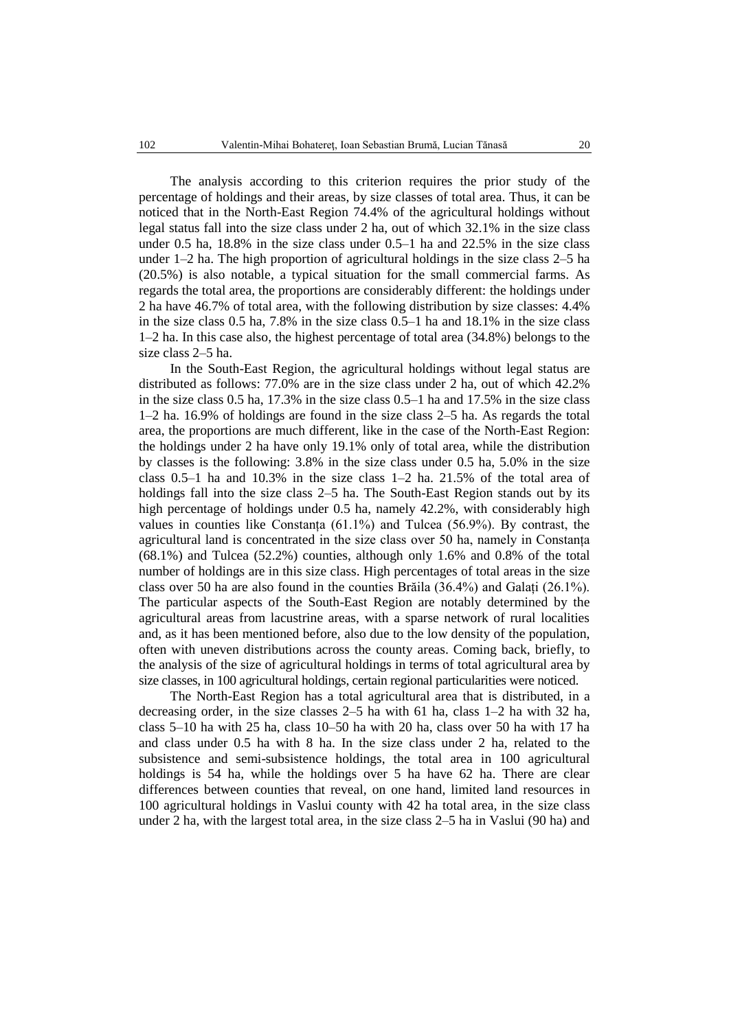The analysis according to this criterion requires the prior study of the percentage of holdings and their areas, by size classes of total area. Thus, it can be noticed that in the North-East Region 74.4% of the agricultural holdings without legal status fall into the size class under 2 ha, out of which 32.1% in the size class under 0.5 ha, 18.8% in the size class under 0.5–1 ha and 22.5% in the size class under 1–2 ha. The high proportion of agricultural holdings in the size class 2–5 ha (20.5%) is also notable, a typical situation for the small commercial farms. As regards the total area, the proportions are considerably different: the holdings under 2 ha have 46.7% of total area, with the following distribution by size classes: 4.4% in the size class 0.5 ha, 7.8% in the size class 0.5–1 ha and 18.1% in the size class 1–2 ha. In this case also, the highest percentage of total area (34.8%) belongs to the size class 2–5 ha.

In the South-East Region, the agricultural holdings without legal status are distributed as follows: 77.0% are in the size class under 2 ha, out of which 42.2% in the size class 0.5 ha, 17.3% in the size class 0.5–1 ha and 17.5% in the size class 1–2 ha. 16.9% of holdings are found in the size class 2–5 ha. As regards the total area, the proportions are much different, like in the case of the North-East Region: the holdings under 2 ha have only 19.1% only of total area, while the distribution by classes is the following: 3.8% in the size class under 0.5 ha, 5.0% in the size class 0.5–1 ha and 10.3% in the size class 1–2 ha. 21.5% of the total area of holdings fall into the size class 2–5 ha. The South-East Region stands out by its high percentage of holdings under 0.5 ha, namely 42.2%, with considerably high values in counties like Constanța (61.1%) and Tulcea (56.9%). By contrast, the agricultural land is concentrated in the size class over 50 ha, namely in Constanța (68.1%) and Tulcea (52.2%) counties, although only 1.6% and 0.8% of the total number of holdings are in this size class. High percentages of total areas in the size class over 50 ha are also found in the counties Brăila (36.4%) and Galați (26.1%). The particular aspects of the South-East Region are notably determined by the agricultural areas from lacustrine areas, with a sparse network of rural localities and, as it has been mentioned before, also due to the low density of the population, often with uneven distributions across the county areas. Coming back, briefly, to the analysis of the size of agricultural holdings in terms of total agricultural area by size classes, in 100 agricultural holdings, certain regional particularities were noticed.

The North-East Region has a total agricultural area that is distributed, in a decreasing order, in the size classes 2–5 ha with 61 ha, class 1–2 ha with 32 ha, class 5–10 ha with 25 ha, class 10–50 ha with 20 ha, class over 50 ha with 17 ha and class under 0.5 ha with 8 ha. In the size class under 2 ha, related to the subsistence and semi-subsistence holdings, the total area in 100 agricultural holdings is 54 ha, while the holdings over 5 ha have 62 ha. There are clear differences between counties that reveal, on one hand, limited land resources in 100 agricultural holdings in Vaslui county with 42 ha total area, in the size class under 2 ha, with the largest total area, in the size class 2–5 ha in Vaslui (90 ha) and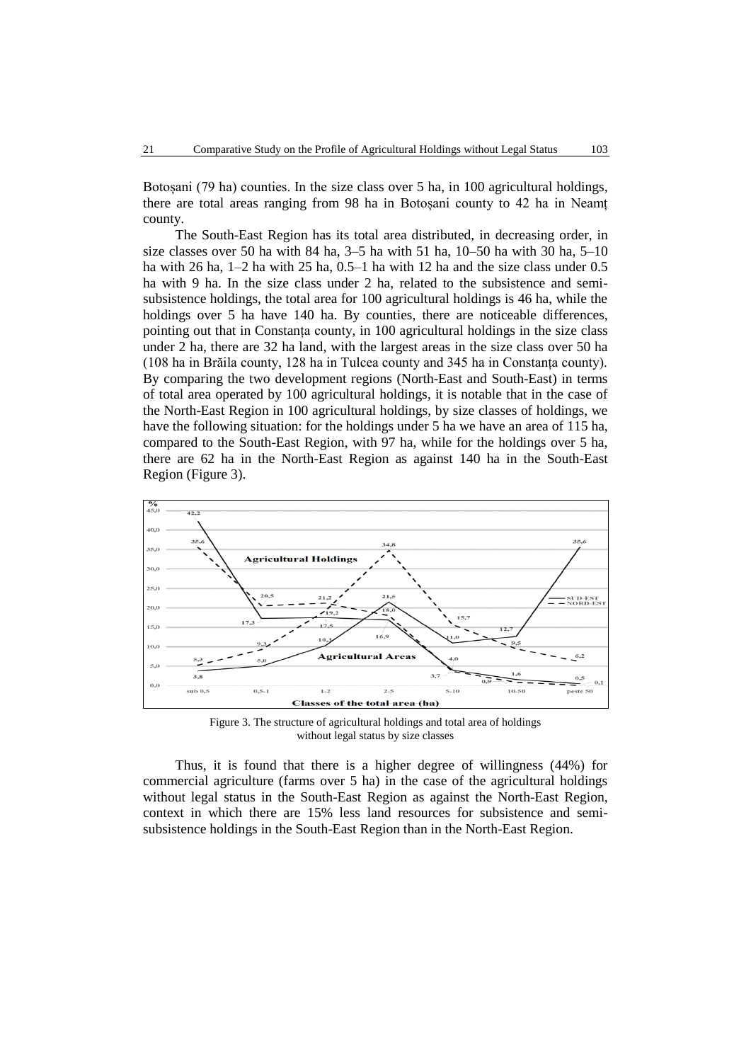Botoșani (79 ha) counties. In the size class over 5 ha, in 100 agricultural holdings, there are total areas ranging from 98 ha in Botoșani county to 42 ha in Neamț county.

The South-East Region has its total area distributed, in decreasing order, in size classes over 50 ha with 84 ha, 3–5 ha with 51 ha, 10–50 ha with 30 ha, 5–10 ha with 26 ha, 1–2 ha with 25 ha, 0.5–1 ha with 12 ha and the size class under 0.5 ha with 9 ha. In the size class under 2 ha, related to the subsistence and semi-subsistence holdings, the total area for 100 agricultural holdings is 46 ha, while the holdings over 5 ha have 140 ha. By counties, there are noticeable differences, pointing out that in Constanța county, in 100 agricultural holdings in the size class under 2 ha, there are 32 ha land, with the largest areas in the size class over 50 ha (108 ha in Brăila county, 128 ha in Tulcea county and 345 ha in Constanța county). By comparing the two development regions (North-East and South-East) in terms of total area operated by 100 agricultural holdings, it is notable that in the case of the North-East Region in 100 agricultural holdings, by size classes of holdings, we have the following situation: for the holdings under 5 ha we have an area of 115 ha, compared to the South-East Region, with 97 ha, while for the holdings over 5 ha, there are 62 ha in the North-East Region as against 140 ha in the South-East Region (Figure 3).

Figure 3. The structure of agricultural holdings and total area of holdings without legal status by size classes

Thus, it is found that there is a higher degree of willingness (44%) for commercial agriculture (farms over 5 ha) in the case of the agricultural holdings without legal status in the South-East Region as against the North-East Region, context in which there are 15% less land resources for subsistence and semi-subsistence holdings in the South-East Region than in the North-East Region.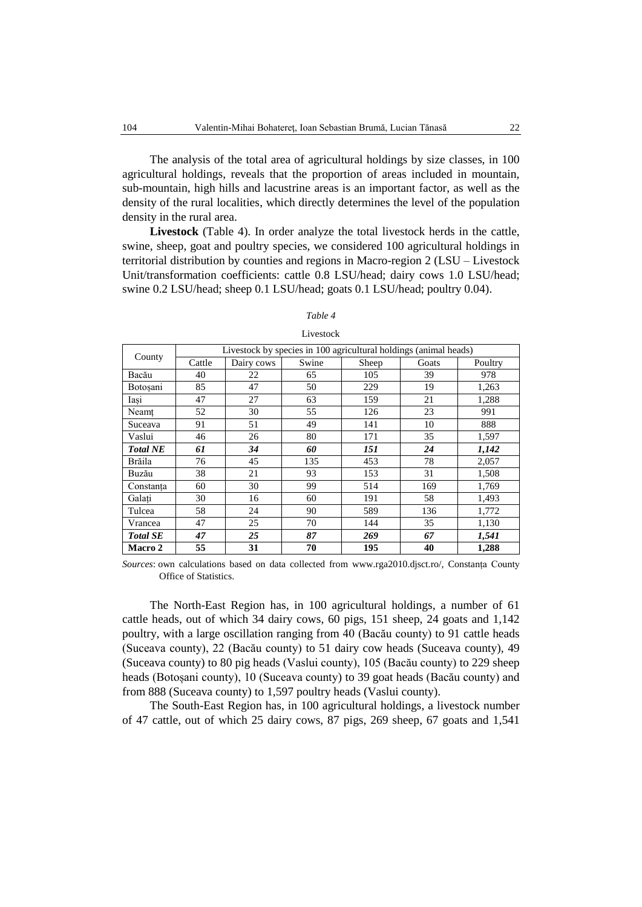The analysis of the total area of agricultural holdings by size classes, in 100 agricultural holdings, reveals that the proportion of areas included in mountain, sub-mountain, high hills and lacustrine areas is an important factor, as well as the density of the rural localities, which directly determines the level of the population density in the rural area.

**Livestock** (Table 4). In order analyze the total livestock herds in the cattle, swine, sheep, goat and poultry species, we considered 100 agricultural holdings in territorial distribution by counties and regions in Macro-region 2 (LSU – Livestock Unit/transformation coefficients: cattle 0.8 LSU/head; dairy cows 1.0 LSU/head; swine 0.2 LSU/head; sheep 0.1 LSU/head; goats 0.1 LSU/head; poultry 0.04).

*Table 4*

Livestock

| County | Livestock by species in 100 agricultural holdings (animal heads) | | | | | |
|---|---|---|---|---|---|---|
| | Cattle | Dairy cows | Swine | Sheep | Goats | Poultry |
| Bacău | 40 | 22 | 65 | 105 | 39 | 978 |
| Botoșani | 85 | 47 | 50 | 229 | 19 | 1,263 |
| Iași | 47 | 27 | 63 | 159 | 21 | 1,288 |
| Neamț | 52 | 30 | 55 | 126 | 23 | 991 |
| Suceava | 91 | 51 | 49 | 141 | 10 | 888 |
| Vaslui | 46 | 26 | 80 | 171 | 35 | 1,597 |
| ***Total NE*** | ***61*** | ***34*** | ***60*** | ***151*** | ***24*** | ***1,142*** |
| Brăila | 76 | 45 | 135 | 453 | 78 | 2,057 |
| Buzău | 38 | 21 | 93 | 153 | 31 | 1,508 |
| Constanța | 60 | 30 | 99 | 514 | 169 | 1,769 |
| Galați | 30 | 16 | 60 | 191 | 58 | 1,493 |
| Tulcea | 58 | 24 | 90 | 589 | 136 | 1,772 |
| Vrancea | 47 | 25 | 70 | 144 | 35 | 1,130 |
| ***Total SE*** | ***47*** | ***25*** | ***87*** | ***269*** | ***67*** | ***1,541*** |
| **Macro 2** | **55** | **31** | **70** | **195** | **40** | **1,288** |

*Sources*: own calculations based on data collected from www.rga2010.djsct.ro/, Constanța County Office of Statistics.

The North-East Region has, in 100 agricultural holdings, a number of 61 cattle heads, out of which 34 dairy cows, 60 pigs, 151 sheep, 24 goats and 1,142 poultry, with a large oscillation ranging from 40 (Bacău county) to 91 cattle heads (Suceava county), 22 (Bacău county) to 51 dairy cow heads (Suceava county), 49 (Suceava county) to 80 pig heads (Vaslui county), 105 (Bacău county) to 229 sheep heads (Botoșani county), 10 (Suceava county) to 39 goat heads (Bacău county) and from 888 (Suceava county) to 1,597 poultry heads (Vaslui county).

The South-East Region has, in 100 agricultural holdings, a livestock number of 47 cattle, out of which 25 dairy cows, 87 pigs, 269 sheep, 67 goats and 1,541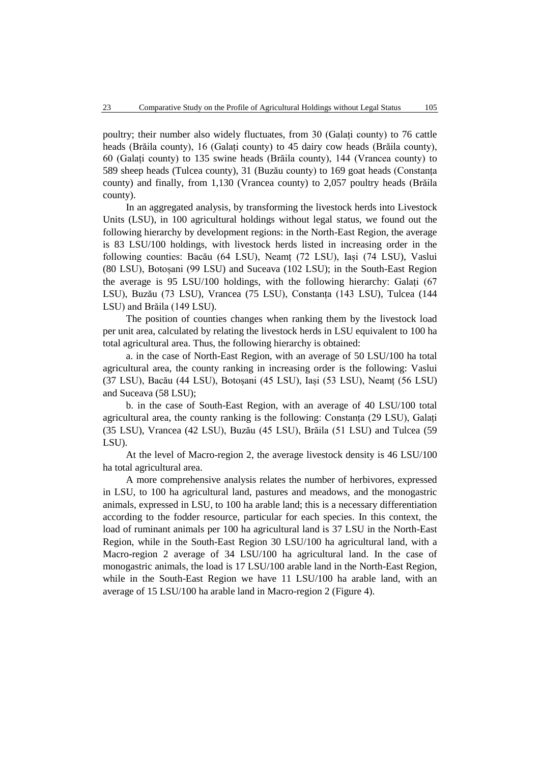poultry; their number also widely fluctuates, from 30 (Galați county) to 76 cattle heads (Brăila county), 16 (Galați county) to 45 dairy cow heads (Brăila county), 60 (Galați county) to 135 swine heads (Brăila county), 144 (Vrancea county) to 589 sheep heads (Tulcea county), 31 (Buzău county) to 169 goat heads (Constanța county) and finally, from 1,130 (Vrancea county) to 2,057 poultry heads (Brăila county).

In an aggregated analysis, by transforming the livestock herds into Livestock Units (LSU), in 100 agricultural holdings without legal status, we found out the following hierarchy by development regions: in the North-East Region, the average is 83 LSU/100 holdings, with livestock herds listed in increasing order in the following counties: Bacău (64 LSU), Neamț (72 LSU), Iași (74 LSU), Vaslui (80 LSU), Botoșani (99 LSU) and Suceava (102 LSU); in the South-East Region the average is 95 LSU/100 holdings, with the following hierarchy: Galați (67 LSU), Buzău (73 LSU), Vrancea (75 LSU), Constanța (143 LSU), Tulcea (144 LSU) and Brăila (149 LSU).

The position of counties changes when ranking them by the livestock load per unit area, calculated by relating the livestock herds in LSU equivalent to 100 ha total agricultural area. Thus, the following hierarchy is obtained:

a. in the case of North-East Region, with an average of 50 LSU/100 ha total agricultural area, the county ranking in increasing order is the following: Vaslui (37 LSU), Bacău (44 LSU), Botoșani (45 LSU), Iași (53 LSU), Neamț (56 LSU) and Suceava (58 LSU);

b. in the case of South-East Region, with an average of 40 LSU/100 total agricultural area, the county ranking is the following: Constanța (29 LSU), Galați (35 LSU), Vrancea (42 LSU), Buzău (45 LSU), Brăila (51 LSU) and Tulcea (59 LSU).

At the level of Macro-region 2, the average livestock density is 46 LSU/100 ha total agricultural area.

A more comprehensive analysis relates the number of herbivores, expressed in LSU, to 100 ha agricultural land, pastures and meadows, and the monogastric animals, expressed in LSU, to 100 ha arable land; this is a necessary differentiation according to the fodder resource, particular for each species. In this context, the load of ruminant animals per 100 ha agricultural land is 37 LSU in the North-East Region, while in the South-East Region 30 LSU/100 ha agricultural land, with a Macro-region 2 average of 34 LSU/100 ha agricultural land. In the case of monogastric animals, the load is 17 LSU/100 arable land in the North-East Region, while in the South-East Region we have 11 LSU/100 ha arable land, with an average of 15 LSU/100 ha arable land in Macro-region 2 (Figure 4).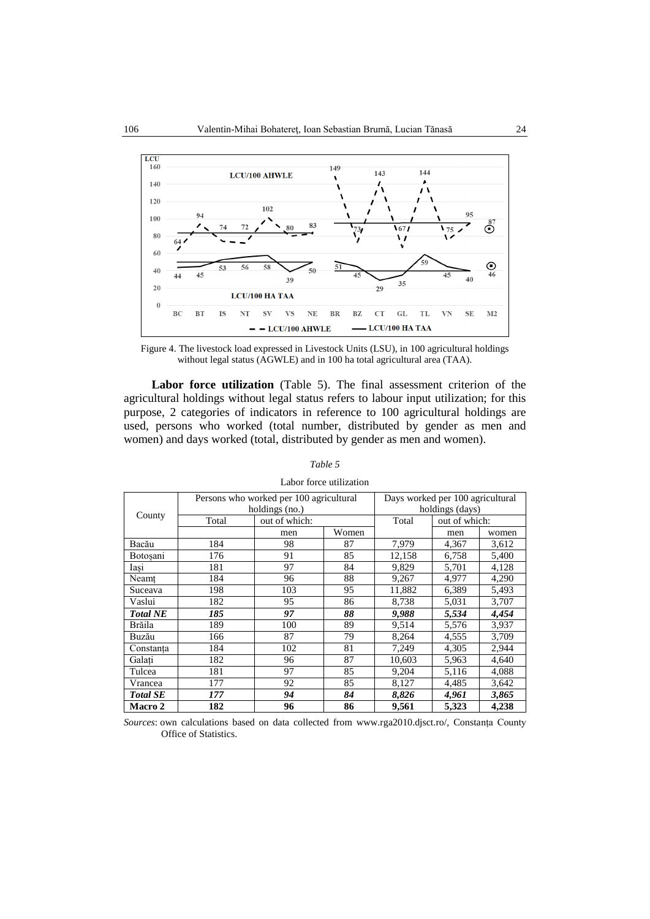Figure 4. The livestock load expressed in Livestock Units (LSU), in 100 agricultural holdings without legal status (AGWLE) and in 100 ha total agricultural area (TAA).

**Labor force utilization** (Table 5). The final assessment criterion of the agricultural holdings without legal status refers to labour input utilization; for this purpose, 2 categories of indicators in reference to 100 agricultural holdings are used, persons who worked (total number, distributed by gender as men and women) and days worked (total, distributed by gender as men and women).

*Table 5*

Labor force utilization

| County | Persons who worked per 100 agricultural holdings (no.) | | | Days worked per 100 agricultural holdings (days) | | |
|---|---|---|---|---|---|---|
| | Total | out of which: | | Total | out of which: | |
| | | men | Women | | men | women |
| Bacău | 184 | 98 | 87 | 7,979 | 4,367 | 3,612 |
| Botoșani | 176 | 91 | 85 | 12,158 | 6,758 | 5,400 |
| Iași | 181 | 97 | 84 | 9,829 | 5,701 | 4,128 |
| Neamț | 184 | 96 | 88 | 9,267 | 4,977 | 4,290 |
| Suceava | 198 | 103 | 95 | 11,882 | 6,389 | 5,493 |
| Vaslui | 182 | 95 | 86 | 8,738 | 5,031 | 3,707 |
| ***Total NE*** | ***185*** | ***97*** | ***88*** | ***9,988*** | ***5,534*** | ***4,454*** |
| Brăila | 189 | 100 | 89 | 9,514 | 5,576 | 3,937 |
| Buzău | 166 | 87 | 79 | 8,264 | 4,555 | 3,709 |
| Constanța | 184 | 102 | 81 | 7,249 | 4,305 | 2,944 |
| Galați | 182 | 96 | 87 | 10,603 | 5,963 | 4,640 |
| Tulcea | 181 | 97 | 85 | 9,204 | 5,116 | 4,088 |
| Vrancea | 177 | 92 | 85 | 8,127 | 4,485 | 3,642 |
| ***Total SE*** | ***177*** | ***94*** | ***84*** | ***8,826*** | ***4,961*** | ***3,865*** |
| **Macro 2** | **182** | **96** | **86** | **9,561** | **5,323** | **4,238** |

*Sources*: own calculations based on data collected from www.rga2010.djsct.ro/, Constanța County Office of Statistics.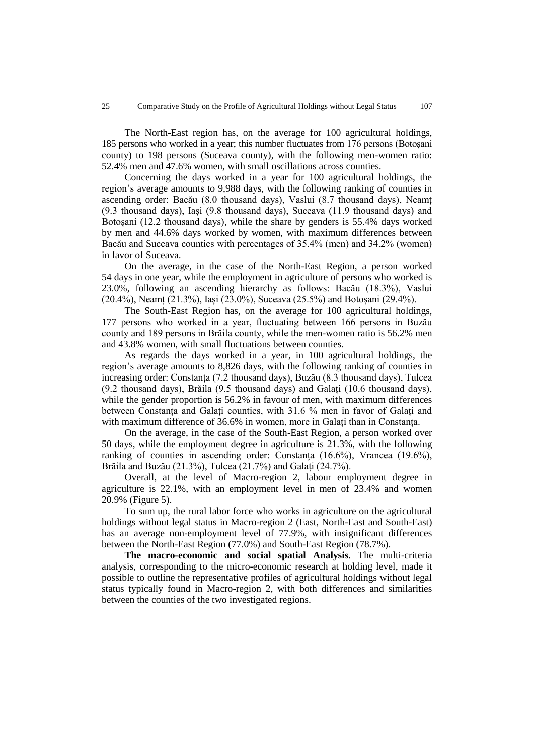The North-East region has, on the average for 100 agricultural holdings, 185 persons who worked in a year; this number fluctuates from 176 persons (Botoșani county) to 198 persons (Suceava county), with the following men-women ratio: 52.4% men and 47.6% women, with small oscillations across counties.

Concerning the days worked in a year for 100 agricultural holdings, the region's average amounts to 9,988 days, with the following ranking of counties in ascending order: Bacău (8.0 thousand days), Vaslui (8.7 thousand days), Neamț (9.3 thousand days), Iași (9.8 thousand days), Suceava (11.9 thousand days) and Botoșani (12.2 thousand days), while the share by genders is 55.4% days worked by men and 44.6% days worked by women, with maximum differences between Bacău and Suceava counties with percentages of 35.4% (men) and 34.2% (women) in favor of Suceava.

On the average, in the case of the North-East Region, a person worked 54 days in one year, while the employment in agriculture of persons who worked is 23.0%, following an ascending hierarchy as follows: Bacău (18.3%), Vaslui (20.4%), Neamț (21.3%), Iași (23.0%), Suceava (25.5%) and Botoșani (29.4%).

The South-East Region has, on the average for 100 agricultural holdings, 177 persons who worked in a year, fluctuating between 166 persons in Buzău county and 189 persons in Brăila county, while the men-women ratio is 56.2% men and 43.8% women, with small fluctuations between counties.

As regards the days worked in a year, in 100 agricultural holdings, the region's average amounts to 8,826 days, with the following ranking of counties in increasing order: Constanța (7.2 thousand days), Buzău (8.3 thousand days), Tulcea (9.2 thousand days), Brăila (9.5 thousand days) and Galați (10.6 thousand days), while the gender proportion is 56.2% in favour of men, with maximum differences between Constanța and Galați counties, with 31.6 % men in favor of Galați and with maximum difference of 36.6% in women, more in Galați than in Constanța.

On the average, in the case of the South-East Region, a person worked over 50 days, while the employment degree in agriculture is 21.3%, with the following ranking of counties in ascending order: Constanța (16.6%), Vrancea (19.6%), Brăila and Buzău (21.3%), Tulcea (21.7%) and Galați (24.7%).

Overall, at the level of Macro-region 2, labour employment degree in agriculture is 22.1%, with an employment level in men of 23.4% and women 20.9% (Figure 5).

To sum up, the rural labor force who works in agriculture on the agricultural holdings without legal status in Macro-region 2 (East, North-East and South-East) has an average non-employment level of 77.9%, with insignificant differences between the North-East Region (77.0%) and South-East Region (78.7%).

**The macro-economic and social spatial Analysis**. The multi-criteria analysis, corresponding to the micro-economic research at holding level, made it possible to outline the representative profiles of agricultural holdings without legal status typically found in Macro-region 2, with both differences and similarities between the counties of the two investigated regions.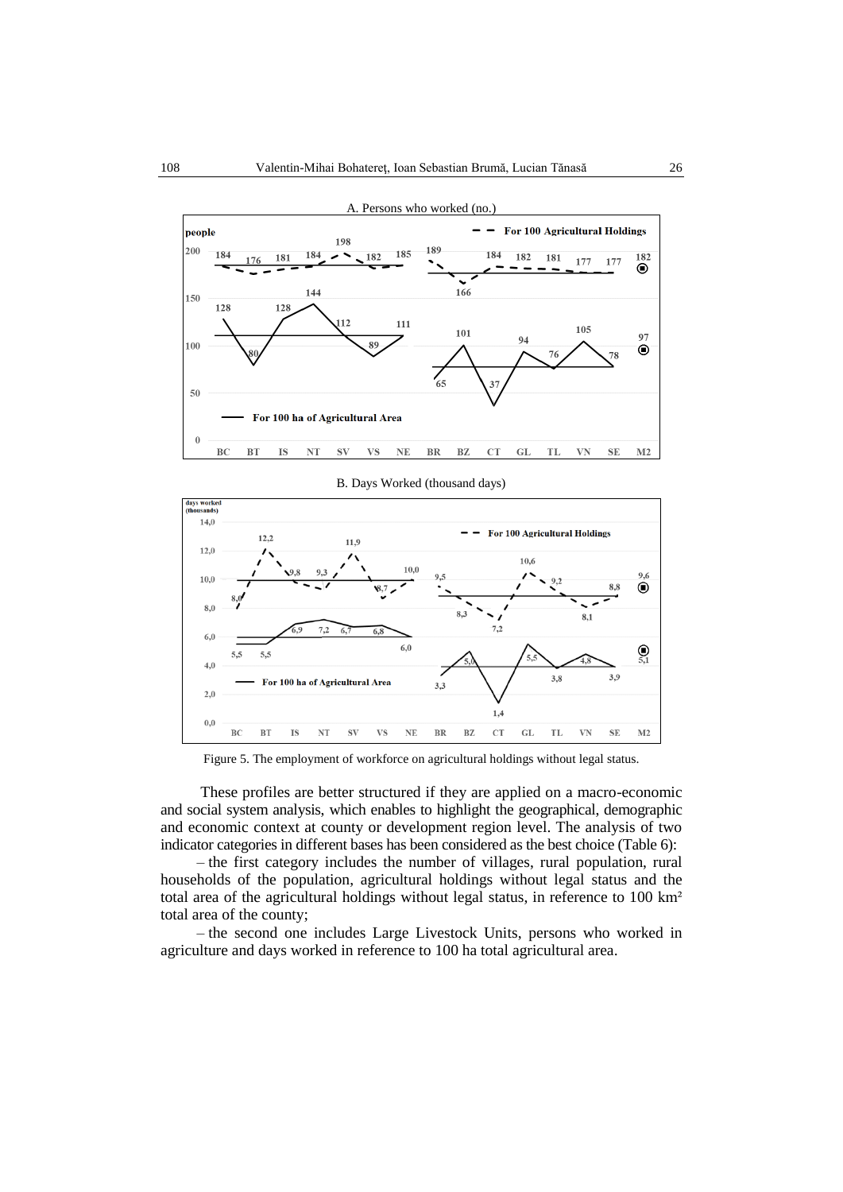A. Persons who worked (no.)

B. Days Worked (thousand days)

Figure 5. The employment of workforce on agricultural holdings without legal status.

These profiles are better structured if they are applied on a macro-economic and social system analysis, which enables to highlight the geographical, demographic and economic context at county or development region level. The analysis of two indicator categories in different bases has been considered as the best choice (Table 6):

– the first category includes the number of villages, rural population, rural households of the population, agricultural holdings without legal status and the total area of the agricultural holdings without legal status, in reference to 100 km² total area of the county;

– the second one includes Large Livestock Units, persons who worked in agriculture and days worked in reference to 100 ha total agricultural area.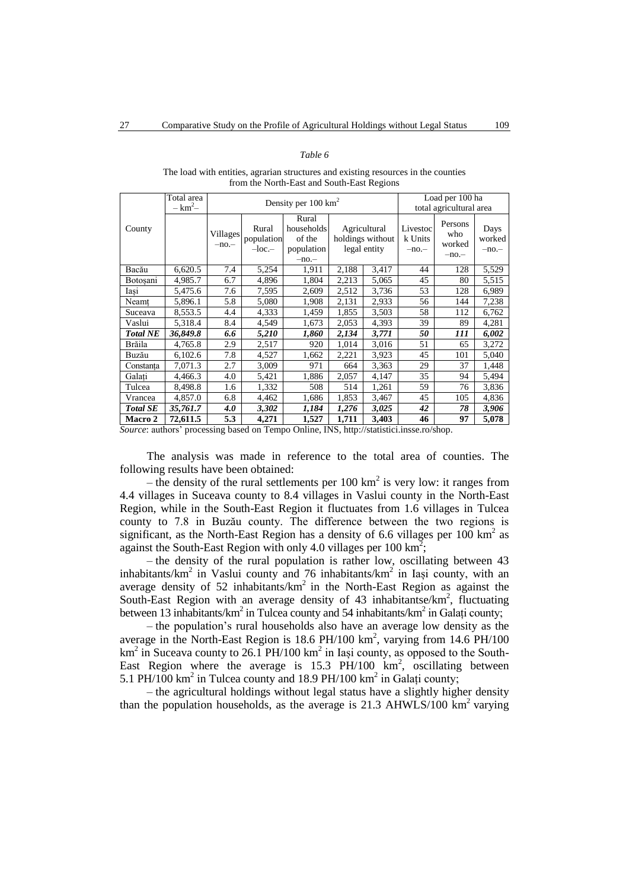*Table 6*

The load with entities, agrarian structures and existing resources in the counties from the North-East and South-East Regions

| County | Total area $-$ km$^2$$-$ | Density per 100 km$^2$ | | | | | Load per 100 ha total agricultural area | | |
|---|---|---|---|---|---|---|---|---|---|
| | | Villages –no.– | Rural population –loc.– | Rural households of the population –no.– | Agricultural holdings without legal entity | | Livestock Units –no.– | Persons who worked –no.– | Days worked –no.– |
| Bacău | 6,620.5 | 7.4 | 5,254 | 1,911 | 2,188 | 3,417 | 44 | 128 | 5,529 |
| Botoșani | 4,985.7 | 6.7 | 4,896 | 1,804 | 2,213 | 5,065 | 45 | 80 | 5,515 |
| Iași | 5,475.6 | 7.6 | 7,595 | 2,609 | 2,512 | 3,736 | 53 | 128 | 6,989 |
| Neamț | 5,896.1 | 5.8 | 5,080 | 1,908 | 2,131 | 2,933 | 56 | 144 | 7,238 |
| Suceava | 8,553.5 | 4.4 | 4,333 | 1,459 | 1,855 | 3,503 | 58 | 112 | 6,762 |
| Vaslui | 5,318.4 | 8.4 | 4,549 | 1,673 | 2,053 | 4,393 | 39 | 89 | 4,281 |
| ***Total NE*** | ***36,849.8*** | ***6.6*** | ***5,210*** | ***1,860*** | ***2,134*** | ***3,771*** | ***50*** | ***111*** | ***6,002*** |
| Brăila | 4,765.8 | 2.9 | 2,517 | 920 | 1,014 | 3,016 | 51 | 65 | 3,272 |
| Buzău | 6,102.6 | 7.8 | 4,527 | 1,662 | 2,221 | 3,923 | 45 | 101 | 5,040 |
| Constanța | 7,071.3 | 2.7 | 3,009 | 971 | 664 | 3,363 | 29 | 37 | 1,448 |
| Galați | 4,466.3 | 4.0 | 5,421 | 1,886 | 2,057 | 4,147 | 35 | 94 | 5,494 |
| Tulcea | 8,498.8 | 1.6 | 1,332 | 508 | 514 | 1,261 | 59 | 76 | 3,836 |
| Vrancea | 4,857.0 | 6.8 | 4,462 | 1,686 | 1,853 | 3,467 | 45 | 105 | 4,836 |
| ***Total SE*** | ***35,761.7*** | ***4.0*** | ***3,302*** | ***1,184*** | ***1,276*** | ***3,025*** | ***42*** | ***78*** | ***3,906*** |
| **Macro 2** | **72,611.5** | **5.3** | **4,271** | **1,527** | **1,711** | **3,403** | **46** | **97** | **5,078** |

*Source*: authors' processing based on Tempo Online, INS, http://statistici.insse.ro/shop.

The analysis was made in reference to the total area of counties. The following results have been obtained:

– the density of the rural settlements per 100 km$^2$ is very low: it ranges from 4.4 villages in Suceava county to 8.4 villages in Vaslui county in the North-East Region, while in the South-East Region it fluctuates from 1.6 villages in Tulcea county to 7.8 in Buzău county. The difference between the two regions is significant, as the North-East Region has a density of 6.6 villages per 100 km$^2$ as against the South-East Region with only 4.0 villages per 100 km$^2$;

– the density of the rural population is rather low, oscillating between 43 inhabitants/km$^2$ in Vaslui county and 76 inhabitants/km$^2$ in Iași county, with an average density of 52 inhabitants/km$^2$ in the North-East Region as against the South-East Region with an average density of 43 inhabitantse/km$^2$, fluctuating between 13 inhabitants/km$^2$ in Tulcea county and 54 inhabitants/km$^2$ in Galați county;

– the population's rural households also have an average low density as the average in the North-East Region is 18.6 PH/100 km$^2$, varying from 14.6 PH/100 km$^2$ in Suceava county to 26.1 PH/100 km$^2$ in Iași county, as opposed to the South-East Region where the average is 15.3 PH/100 km$^2$, oscillating between 5.1 PH/100 km$^2$ in Tulcea county and 18.9 PH/100 km$^2$ in Galați county;

– the agricultural holdings without legal status have a slightly higher density than the population households, as the average is 21.3 AHWLS/100 km$^2$ varying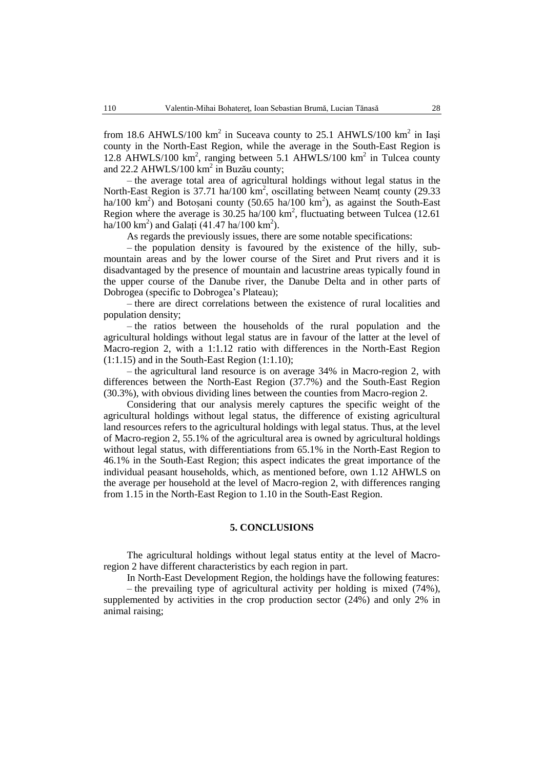from 18.6 AHWLS/100 km$^2$ in Suceava county to 25.1 AHWLS/100 km$^2$ in Iași county in the North-East Region, while the average in the South-East Region is 12.8 AHWLS/100 km$^2$, ranging between 5.1 AHWLS/100 km$^2$ in Tulcea county and 22.2 AHWLS/100 km$^2$ in Buzău county;

– the average total area of agricultural holdings without legal status in the North-East Region is 37.71 ha/100 km$^2$, oscillating between Neamț county (29.33 ha/100 km$^2$) and Botoșani county (50.65 ha/100 km$^2$), as against the South-East Region where the average is 30.25 ha/100 km$^2$, fluctuating between Tulcea (12.61 ha/100 km$^2$) and Galați (41.47 ha/100 km$^2$).

As regards the previously issues, there are some notable specifications:

– the population density is favoured by the existence of the hilly, sub-mountain areas and by the lower course of the Siret and Prut rivers and it is disadvantaged by the presence of mountain and lacustrine areas typically found in the upper course of the Danube river, the Danube Delta and in other parts of Dobrogea (specific to Dobrogea's Plateau);

– there are direct correlations between the existence of rural localities and population density;

– the ratios between the households of the rural population and the agricultural holdings without legal status are in favour of the latter at the level of Macro-region 2, with a 1:1.12 ratio with differences in the North-East Region (1:1.15) and in the South-East Region (1:1.10);

– the agricultural land resource is on average 34% in Macro-region 2, with differences between the North-East Region (37.7%) and the South-East Region (30.3%), with obvious dividing lines between the counties from Macro-region 2.

Considering that our analysis merely captures the specific weight of the agricultural holdings without legal status, the difference of existing agricultural land resources refers to the agricultural holdings with legal status. Thus, at the level of Macro-region 2, 55.1% of the agricultural area is owned by agricultural holdings without legal status, with differentiations from 65.1% in the North-East Region to 46.1% in the South-East Region; this aspect indicates the great importance of the individual peasant households, which, as mentioned before, own 1.12 AHWLS on the average per household at the level of Macro-region 2, with differences ranging from 1.15 in the North-East Region to 1.10 in the South-East Region.

## 5. CONCLUSIONS

The agricultural holdings without legal status entity at the level of Macro-region 2 have different characteristics by each region in part.

In North-East Development Region, the holdings have the following features:

– the prevailing type of agricultural activity per holding is mixed (74%), supplemented by activities in the crop production sector (24%) and only 2% in animal raising;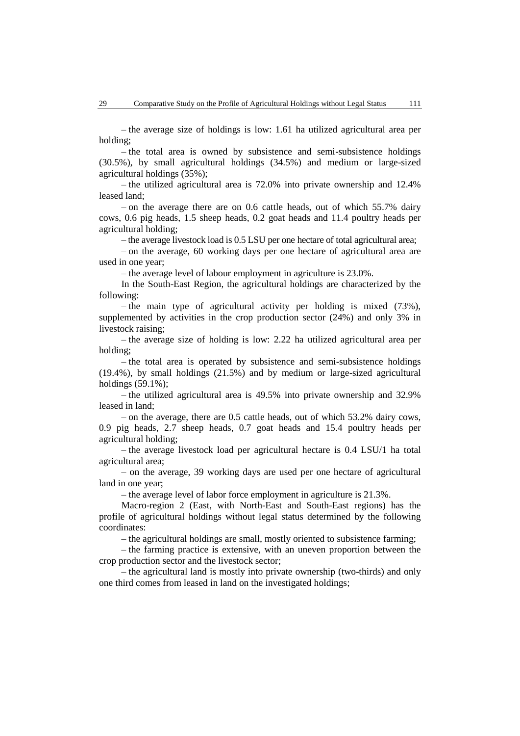– the average size of holdings is low: 1.61 ha utilized agricultural area per holding;

– the total area is owned by subsistence and semi-subsistence holdings (30.5%), by small agricultural holdings (34.5%) and medium or large-sized agricultural holdings (35%);

– the utilized agricultural area is 72.0% into private ownership and 12.4% leased land;

– on the average there are on 0.6 cattle heads, out of which 55.7% dairy cows, 0.6 pig heads, 1.5 sheep heads, 0.2 goat heads and 11.4 poultry heads per agricultural holding;

– the average livestock load is 0.5 LSU per one hectare of total agricultural area;

– on the average, 60 working days per one hectare of agricultural area are used in one year;

– the average level of labour employment in agriculture is 23.0%.

In the South-East Region, the agricultural holdings are characterized by the following:

– the main type of agricultural activity per holding is mixed (73%), supplemented by activities in the crop production sector (24%) and only 3% in livestock raising;

– the average size of holding is low: 2.22 ha utilized agricultural area per holding;

– the total area is operated by subsistence and semi-subsistence holdings (19.4%), by small holdings (21.5%) and by medium or large-sized agricultural holdings (59.1%);

– the utilized agricultural area is 49.5% into private ownership and 32.9% leased in land;

– on the average, there are 0.5 cattle heads, out of which 53.2% dairy cows, 0.9 pig heads, 2.7 sheep heads, 0.7 goat heads and 15.4 poultry heads per agricultural holding;

– the average livestock load per agricultural hectare is 0.4 LSU/1 ha total agricultural area;

– on the average, 39 working days are used per one hectare of agricultural land in one year;

– the average level of labor force employment in agriculture is 21.3%.

Macro-region 2 (East, with North-East and South-East regions) has the profile of agricultural holdings without legal status determined by the following coordinates:

– the agricultural holdings are small, mostly oriented to subsistence farming;

– the farming practice is extensive, with an uneven proportion between the crop production sector and the livestock sector;

– the agricultural land is mostly into private ownership (two-thirds) and only one third comes from leased in land on the investigated holdings;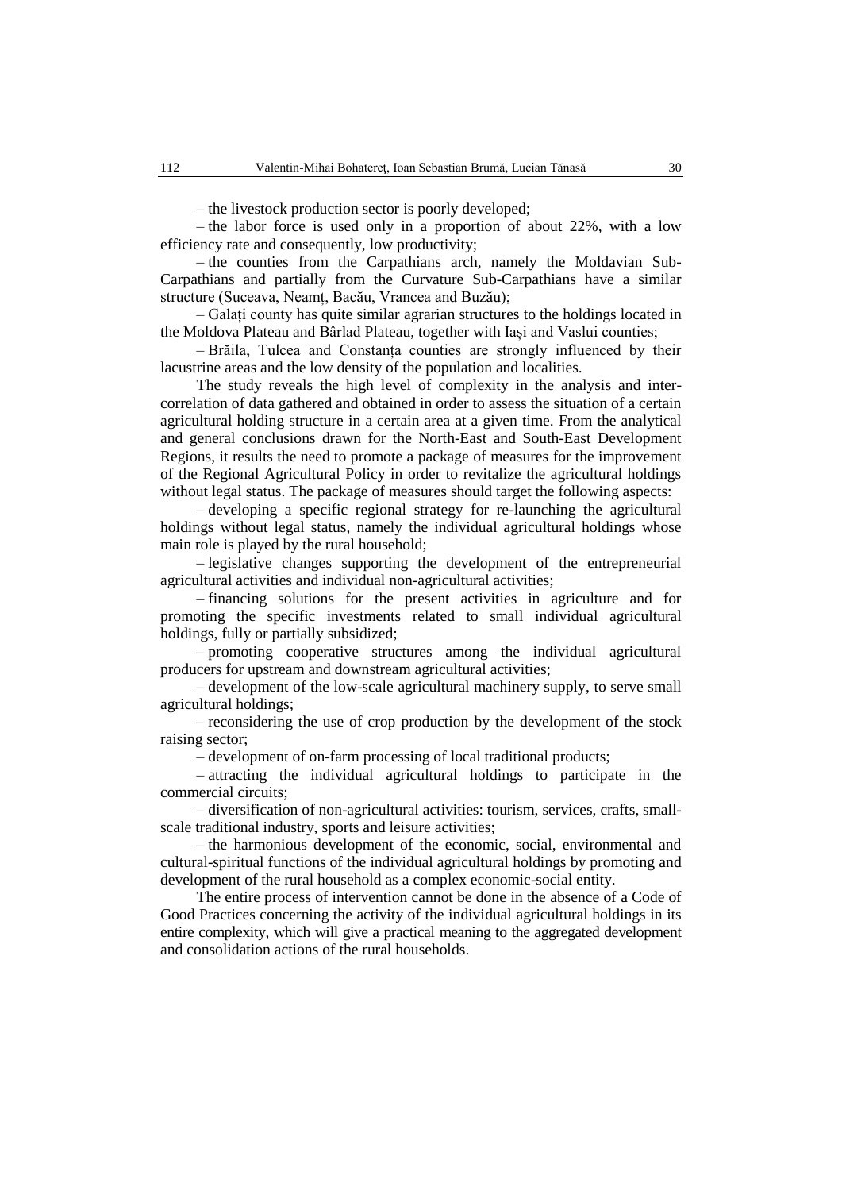– the livestock production sector is poorly developed;

– the labor force is used only in a proportion of about 22%, with a low efficiency rate and consequently, low productivity;

– the counties from the Carpathians arch, namely the Moldavian Sub-Carpathians and partially from the Curvature Sub-Carpathians have a similar structure (Suceava, Neamț, Bacău, Vrancea and Buzău);

– Galați county has quite similar agrarian structures to the holdings located in the Moldova Plateau and Bârlad Plateau, together with Iași and Vaslui counties;

– Brăila, Tulcea and Constanța counties are strongly influenced by their lacustrine areas and the low density of the population and localities.

The study reveals the high level of complexity in the analysis and inter-correlation of data gathered and obtained in order to assess the situation of a certain agricultural holding structure in a certain area at a given time. From the analytical and general conclusions drawn for the North-East and South-East Development Regions, it results the need to promote a package of measures for the improvement of the Regional Agricultural Policy in order to revitalize the agricultural holdings without legal status. The package of measures should target the following aspects:

– developing a specific regional strategy for re-launching the agricultural holdings without legal status, namely the individual agricultural holdings whose main role is played by the rural household;

– legislative changes supporting the development of the entrepreneurial agricultural activities and individual non-agricultural activities;

– financing solutions for the present activities in agriculture and for promoting the specific investments related to small individual agricultural holdings, fully or partially subsidized;

– promoting cooperative structures among the individual agricultural producers for upstream and downstream agricultural activities;

– development of the low-scale agricultural machinery supply, to serve small agricultural holdings;

– reconsidering the use of crop production by the development of the stock raising sector;

– development of on-farm processing of local traditional products;

– attracting the individual agricultural holdings to participate in the commercial circuits;

– diversification of non-agricultural activities: tourism, services, crafts, small-scale traditional industry, sports and leisure activities;

– the harmonious development of the economic, social, environmental and cultural-spiritual functions of the individual agricultural holdings by promoting and development of the rural household as a complex economic-social entity.

The entire process of intervention cannot be done in the absence of a Code of Good Practices concerning the activity of the individual agricultural holdings in its entire complexity, which will give a practical meaning to the aggregated development and consolidation actions of the rural households.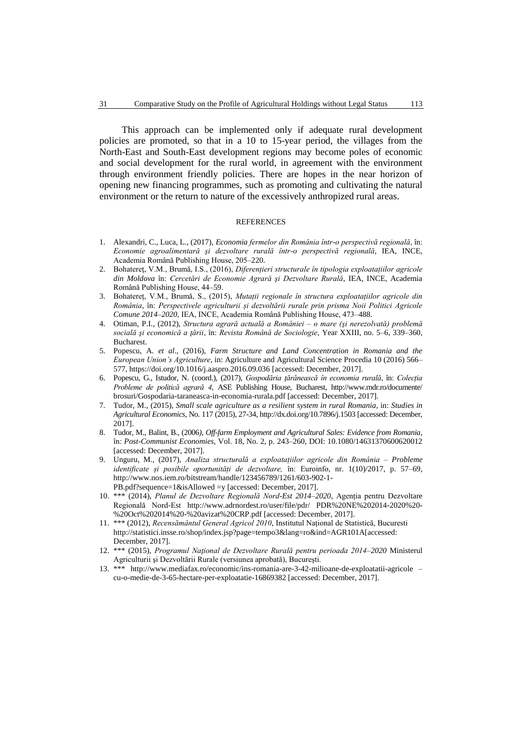This approach can be implemented only if adequate rural development policies are promoted, so that in a 10 to 15-year period, the villages from the North-East and South-East development regions may become poles of economic and social development for the rural world, in agreement with the environment through environment friendly policies. There are hopes in the near horizon of opening new financing programmes, such as promoting and cultivating the natural environment or the return to nature of the excessively anthropized rural areas.

## REFERENCES

1. Alexandri, C., Luca, L., (2017), *Economia fermelor din România într-o perspectivă regională*, în: *Economie agroalimentară şi dezvoltare rurală într-o perspectivă regională*, IEA, INCE, Academia Română Publishing House, 205–220.
2. Bohatereţ, V.M., Brumă, I.S., (2016), *Diferenţieri structurale în tipologia exploataţiilor agricole din Moldova* în: *Cercetări de Economie Agrară şi Dezvoltare Rurală*, IEA, INCE, Academia Română Publishing House, 44–59.
3. Bohatereţ, V.M., Brumă, S., (2015), *Mutaţii regionale în structura exploataţiilor agricole din România*, în: *Perspectivele agriculturii şi dezvoltării rurale prin prisma Noii Politici Agricole Comune 2014–2020*, IEA, INCE, Academia Română Publishing House, 473–488.
4. Otiman, P.I., (2012), *Structura agrară actuală a României – o mare (şi nerezolvată) problemă socială şi economică a ţării*, în: *Revista Română de Sociologie*, Year XXIII, no. 5–6, 339–360, Bucharest.
5. Popescu, A. *et al*., (2016), *Farm Structure and Land Concentration in Romania and the European Union's Agriculture*, in: Agriculture and Agricultural Science Procedia 10 (2016) 566–577, https://doi.org/10.1016/j.aaspro.2016.09.036 [accessed: December, 2017].
6. Popescu, G., Istudor, N. (coord.), (2017), *Gospodăria ţărănească în economia rurală*, în: *Colecţia Probleme de politică agrară 4*, ASE Publishing House, Bucharest, http://www.rndr.ro/documente/brosuri/Gospodaria-taraneasca-in-economia-rurala.pdf [accessed: December, 2017].
7. Tudor, M., (2015), *Small scale agriculture as a resilient system in rural Romania*, in: *Studies in Agricultural Economics*, No. 117 (2015), 27-34, http://dx.doi.org/10.7896/j.1503 [accessed: December, 2017].
8. Tudor, M., Balint, B., (2006), *Off-farm Employment and Agricultural Sales: Evidence from Romania*, în: *Post-Communist Economies*, Vol. 18, No. 2, p. 243–260, DOI: 10.1080/14631370600620012 [accessed: December, 2017].
9. Unguru, M., (2017), *Analiza structurală a exploataţiilor agricole din România – Probleme identificate şi posibile oportunităţi de dezvoltare,* în: Euroinfo, nr. 1(10)/2017, p. 57–69, http://www.nos.iem.ro/bitstream/handle/123456789/1261/603-902-1-PB.pdf?sequence=1&isAllowed =y [accessed: December, 2017].
10. *** (2014), *Planul de Dezvoltare Regională Nord-Est 2014–2020*, Agenţia pentru Dezvoltare Regională Nord-Est http://www.adrnordest.ro/user/file/pdr/ PDR%20NE%202014-2020%20-%20Oct%202014%20-%20avizat%20CRP.pdf [accessed: December, 2017].
11. *** (2012), *Recensământul General Agricol 2010*, Institutul Naţional de Statistică, Bucuresti http://statistici.insse.ro/shop/index.jsp?page=tempo3&lang=ro&ind=AGR101A[accessed: December, 2017].
12. *** (2015), *Programul Naţional de Dezvoltare Rurală pentru perioada 2014–2020* Ministerul Agriculturii şi Dezvoltării Rurale (versiunea aprobată), Bucureşti.
13. *** http://www.mediafax.ro/economic/ins-romania-are-3-42-milioane-de-exploatatii-agricole – cu-o-medie-de-3-65-hectare-per-exploatatie-16869382 [accessed: December, 2017].